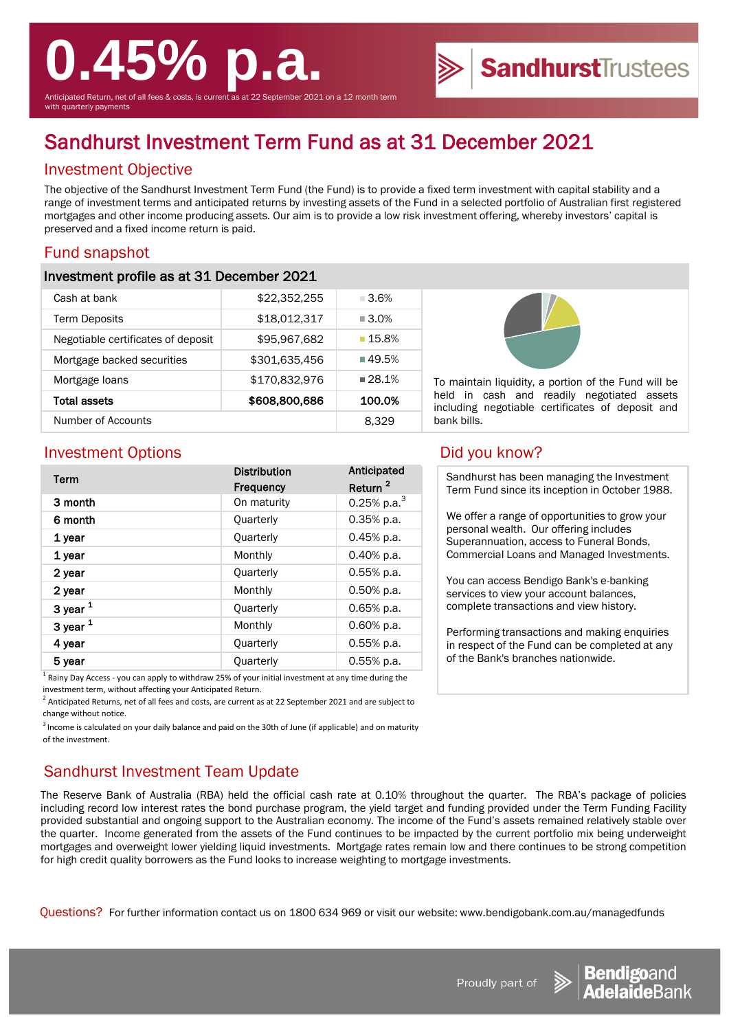# 0.45% p.a.

Anticipated Return, net of all fees & costs, is current as at 22 September 2021 on a 12 month term with quarterly payments

SandhurstTrustees

# Sandhurst Investment Term Fund as at 31 December 2021

## Investment Objective

The objective of the Sandhurst Investment Term Fund (the Fund) is to provide a fixed term investment with capital stability and a range of investment terms and anticipated returns by investing assets of the Fund in a selected portfolio of Australian first registered mortgages and other income producing assets. Our aim is to provide a low risk investment offering, whereby investors' capital is preserved and a fixed income return is paid.

## Fund snapshot

### Investment profile as at 31 December 2021

| | | |
|---|---|---|
| Cash at bank | $22,352,255 | 3.6% |
| Term Deposits | $18,012,317 | 3.0% |
| Negotiable certificates of deposit | $95,967,682 | 15.8% |
| Mortgage backed securities | $301,635,456 | 49.5% |
| Mortgage loans | $170,832,976 | 28.1% |
| **Total assets** | **$608,800,686** | **100.0%** |
| Number of Accounts | | 8,329 |

To maintain liquidity, a portion of the Fund will be held in cash and readily negotiated assets including negotiable certificates of deposit and bank bills.

## Investment Options

| Term | Distribution Frequency | Anticipated Return [2] |
|---|---|---|
| 3 month | On maturity | 0.25% p.a.[3] |
| 6 month | Quarterly | 0.35% p.a. |
| 1 year | Quarterly | 0.45% p.a. |
| 1 year | Monthly | 0.40% p.a. |
| 2 year | Quarterly | 0.55% p.a. |
| 2 year | Monthly | 0.50% p.a. |
| 3 year [1] | Quarterly | 0.65% p.a. |
| 3 year [1] | Monthly | 0.60% p.a. |
| 4 year | Quarterly | 0.55% p.a. |
| 5 year | Quarterly | 0.55% p.a. |

[1] Rainy Day Access - you can apply to withdraw 25% of your initial investment at any time during the investment term, without affecting your Anticipated Return.

[2] Anticipated Returns, net of all fees and costs, are current as at 22 September 2021 and are subject to change without notice.

[3] Income is calculated on your daily balance and paid on the 30th of June (if applicable) and on maturity of the investment.

## Did you know?

Sandhurst has been managing the Investment Term Fund since its inception in October 1988.

We offer a range of opportunities to grow your personal wealth. Our offering includes Superannuation, access to Funeral Bonds, Commercial Loans and Managed Investments.

You can access Bendigo Bank's e-banking services to view your account balances, complete transactions and view history.

Performing transactions and making enquiries in respect of the Fund can be completed at any of the Bank's branches nationwide.

## Sandhurst Investment Team Update

The Reserve Bank of Australia (RBA) held the official cash rate at 0.10% throughout the quarter. The RBA's package of policies including record low interest rates the bond purchase program, the yield target and funding provided under the Term Funding Facility provided substantial and ongoing support to the Australian economy. The income of the Fund's assets remained relatively stable over the quarter. Income generated from the assets of the Fund continues to be impacted by the current portfolio mix being underweight mortgages and overweight lower yielding liquid investments. Mortgage rates remain low and there continues to be strong competition for high credit quality borrowers as the Fund looks to increase weighting to mortgage investments.

Questions? For further information contact us on 1800 634 969 or visit our website: www.bendigobank.com.au/managedfunds

Proudly part of Bendigo and Adelaide Bank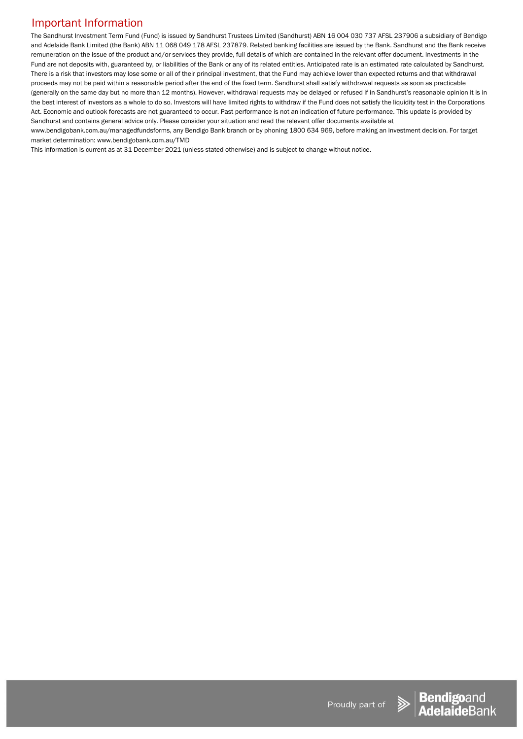# Important Information

The Sandhurst Investment Term Fund (Fund) is issued by Sandhurst Trustees Limited (Sandhurst) ABN 16 004 030 737 AFSL 237906 a subsidiary of Bendigo and Adelaide Bank Limited (the Bank) ABN 11 068 049 178 AFSL 237879. Related banking facilities are issued by the Bank. Sandhurst and the Bank receive remuneration on the issue of the product and/or services they provide, full details of which are contained in the relevant offer document. Investments in the Fund are not deposits with, guaranteed by, or liabilities of the Bank or any of its related entities. Anticipated rate is an estimated rate calculated by Sandhurst. There is a risk that investors may lose some or all of their principal investment, that the Fund may achieve lower than expected returns and that withdrawal proceeds may not be paid within a reasonable period after the end of the fixed term. Sandhurst shall satisfy withdrawal requests as soon as practicable (generally on the same day but no more than 12 months). However, withdrawal requests may be delayed or refused if in Sandhurst's reasonable opinion it is in the best interest of investors as a whole to do so. Investors will have limited rights to withdraw if the Fund does not satisfy the liquidity test in the Corporations Act. Economic and outlook forecasts are not guaranteed to occur. Past performance is not an indication of future performance. This update is provided by Sandhurst and contains general advice only. Please consider your situation and read the relevant offer documents available at www.bendigobank.com.au/managedfundsforms, any Bendigo Bank branch or by phoning 1800 634 969, before making an investment decision. For target market determination: www.bendigobank.com.au/TMD

This information is current as at 31 December 2021 (unless stated otherwise) and is subject to change without notice.

Proudly part of Bendigo and Adelaide Bank